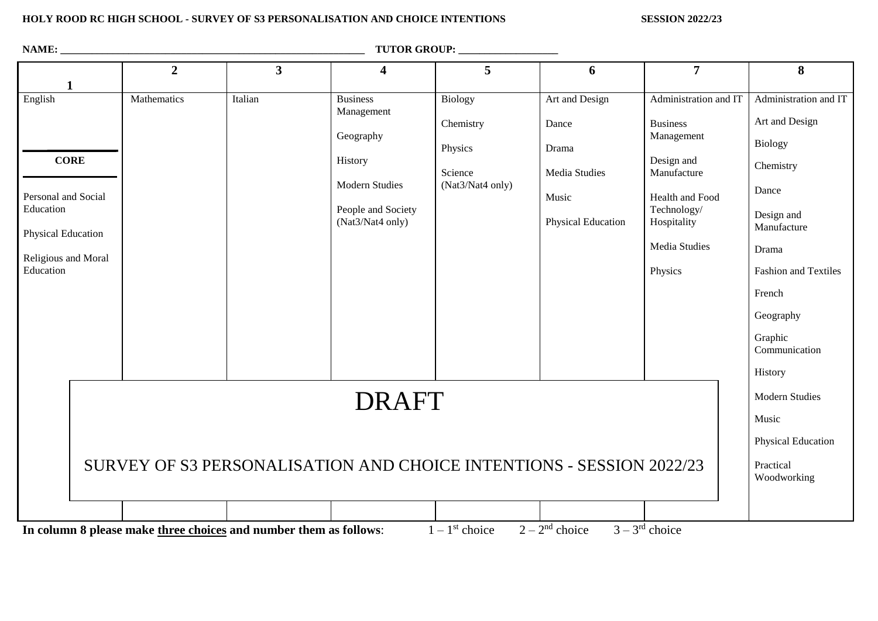**HOLY ROOD RC HIGH SCHOOL - SURVEY OF S3 PERSONALISATION AND CHOICE INTENTIONS SESSION 2022/23**

**NAME:** ______________________________ **TUTOR GROUP:** ______________

| 1 | 2 | 3 | 4 | 5 | 6 | 7 | 8 |
|---|---|---|---|---|---|---|---|
| English<br><br>**CORE**<br><br>Personal and Social Education<br><br>Physical Education<br><br>Religious and Moral Education | Mathematics | Italian | Business Management<br><br>Geography<br><br>History<br><br>Modern Studies<br><br>People and Society (Nat3/Nat4 only) | Biology<br><br>Chemistry<br><br>Physics<br><br>Science (Nat3/Nat4 only) | Art and Design<br><br>Dance<br><br>Drama<br><br>Media Studies<br><br>Music<br><br>Physical Education | Administration and IT<br><br>Business Management<br><br>Design and Manufacture<br><br>Health and Food Technology/ Hospitality<br><br>Media Studies<br><br>Physics | Administration and IT<br><br>Art and Design<br><br>Biology<br><br>Chemistry<br><br>Dance<br><br>Design and Manufacture<br><br>Drama<br><br>Fashion and Textiles<br><br>French<br><br>Geography<br><br>Graphic Communication<br><br>History<br><br>Modern Studies<br><br>Music<br><br>Physical Education<br><br>Practical Woodworking |

DRAFT

SURVEY OF S3 PERSONALISATION AND CHOICE INTENTIONS - SESSION 2022/23

**In column 8 please make <u>three choices</u> and number them as follows**: 1 – 1st choice 2 – 2nd choice 3 – 3rd choice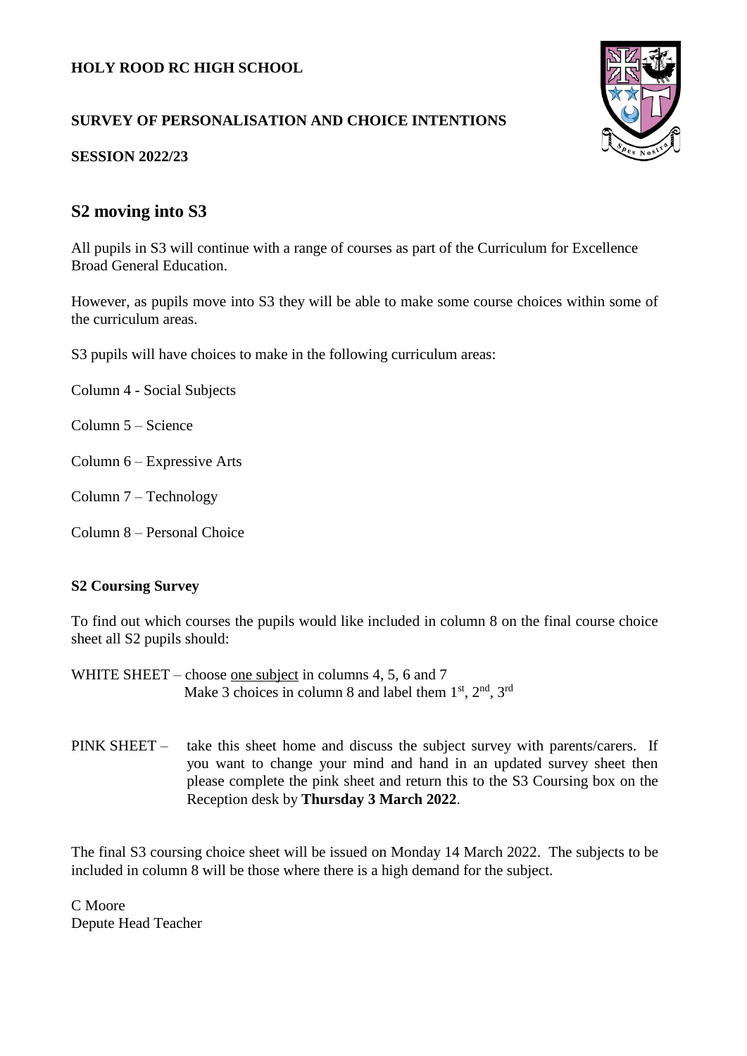**HOLY ROOD RC HIGH SCHOOL**

**SURVEY OF PERSONALISATION AND CHOICE INTENTIONS**

**SESSION 2022/23**

## S2 moving into S3

All pupils in S3 will continue with a range of courses as part of the Curriculum for Excellence Broad General Education.

However, as pupils move into S3 they will be able to make some course choices within some of the curriculum areas.

S3 pupils will have choices to make in the following curriculum areas:

Column 4 - Social Subjects

Column 5 – Science

Column 6 – Expressive Arts

Column 7 – Technology

Column 8 – Personal Choice

**S2 Coursing Survey**

To find out which courses the pupils would like included in column 8 on the final course choice sheet all S2 pupils should:

WHITE SHEET – choose one subject in columns 4, 5, 6 and 7
Make 3 choices in column 8 and label them 1st, 2nd, 3rd

PINK SHEET – take this sheet home and discuss the subject survey with parents/carers. If you want to change your mind and hand in an updated survey sheet then please complete the pink sheet and return this to the S3 Coursing box on the Reception desk by **Thursday 3 March 2022**.

The final S3 coursing choice sheet will be issued on Monday 14 March 2022. The subjects to be included in column 8 will be those where there is a high demand for the subject.

C Moore
Depute Head Teacher